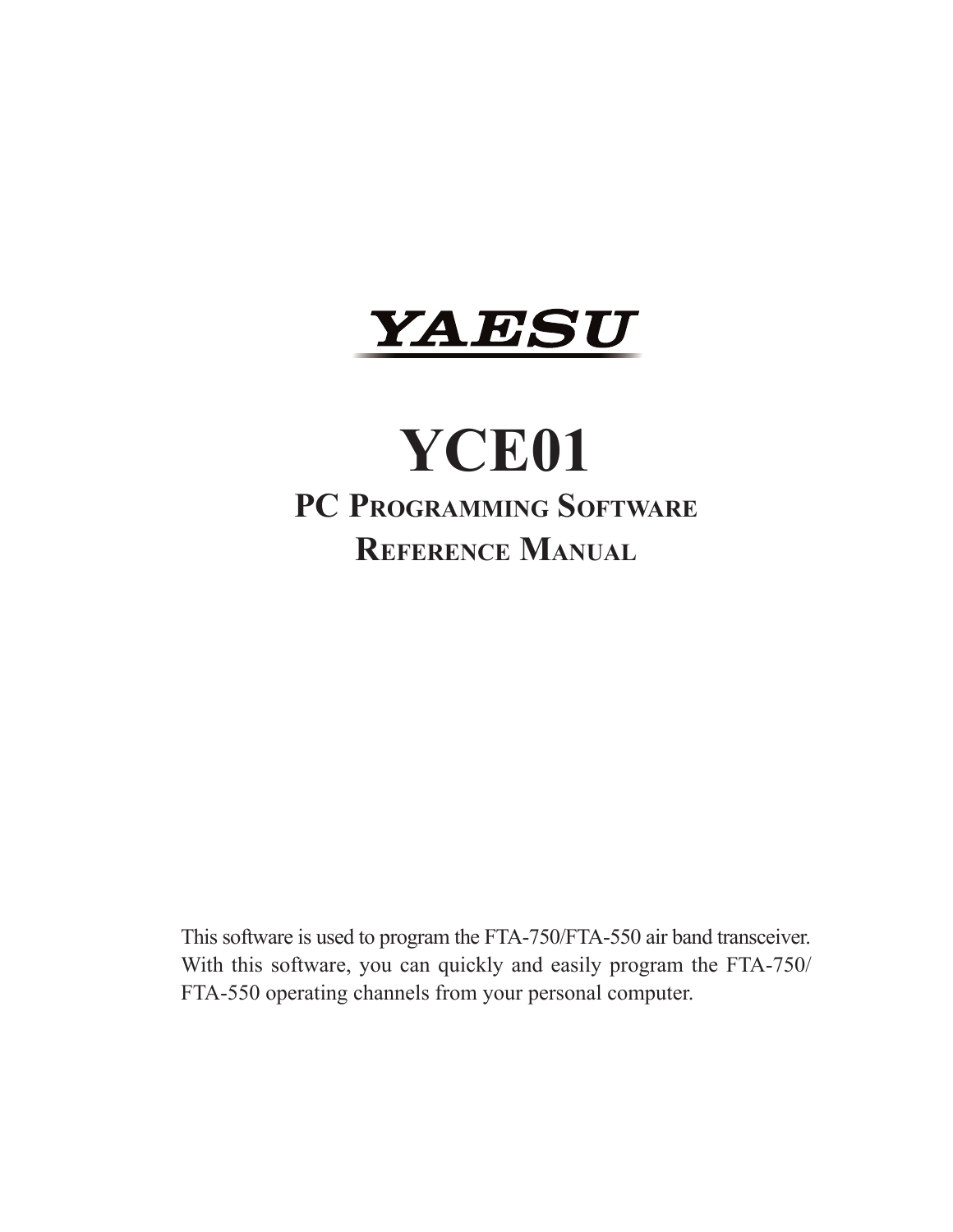# YAESU

# YCE01

## PC Programming Software

## Reference Manual

This software is used to program the FTA-750/FTA-550 air band transceiver. With this software, you can quickly and easily program the FTA-750/FTA-550 operating channels from your personal computer.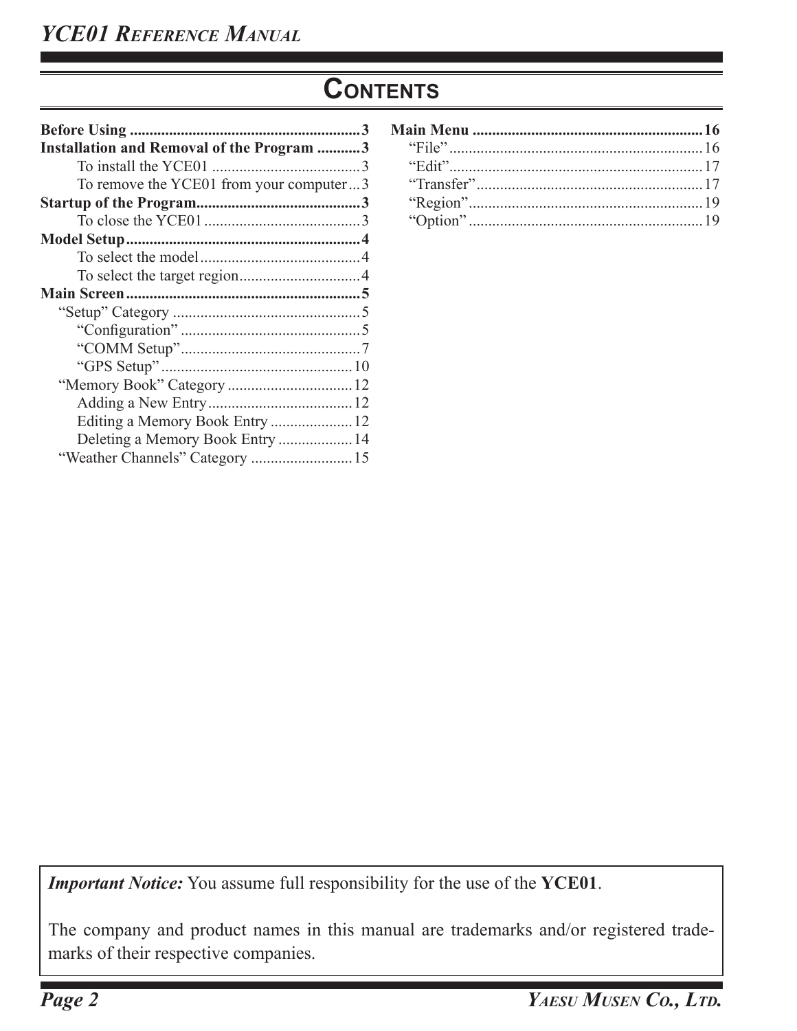# Contents

- **Before Using** ..... 3
- **Installation and Removal of the Program** ..... 3
  - To install the YCE01 ..... 3
  - To remove the YCE01 from your computer ..... 3
- **Startup of the Program** ..... 3
  - To close the YCE01 ..... 3
- **Model Setup** ..... 4
  - To select the model ..... 4
  - To select the target region ..... 4
- **Main Screen** ..... 5
  - "Setup" Category ..... 5
    - "Configuration" ..... 5
    - "COMM Setup" ..... 7
    - "GPS Setup" ..... 10
  - "Memory Book" Category ..... 12
    - Adding a New Entry ..... 12
    - Editing a Memory Book Entry ..... 12
    - Deleting a Memory Book Entry ..... 14
  - "Weather Channels" Category ..... 15
- **Main Menu** ..... 16
  - "File" ..... 16
  - "Edit" ..... 17
  - "Transfer" ..... 17
  - "Region" ..... 19
  - "Option" ..... 19

***Important Notice:*** You assume full responsibility for the use of the **YCE01**.

The company and product names in this manual are trademarks and/or registered trademarks of their respective companies.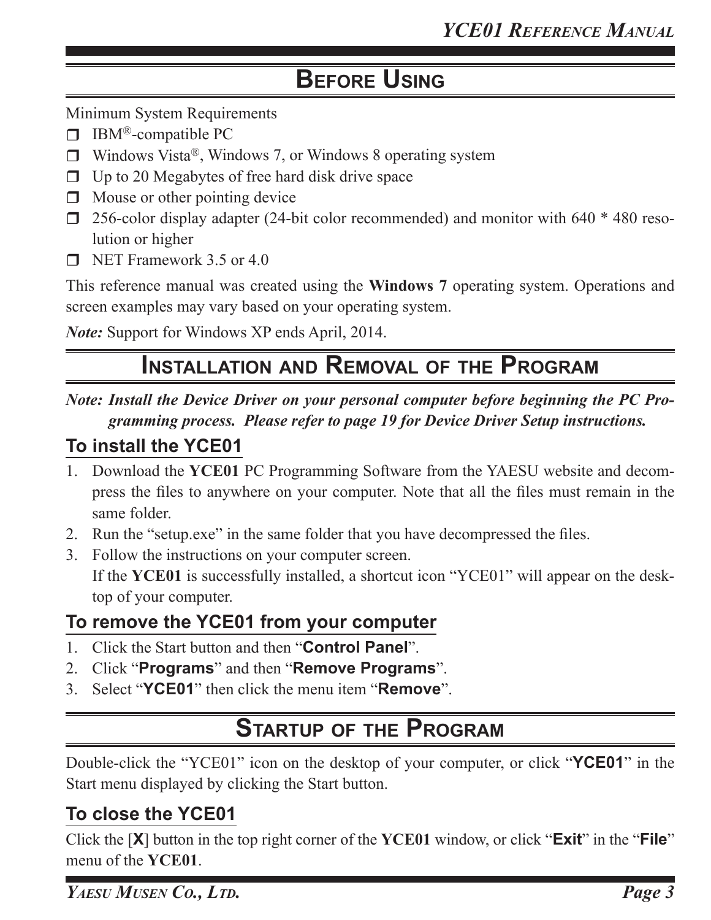# Before Using

Minimum System Requirements

- IBM®-compatible PC
- Windows Vista®, Windows 7, or Windows 8 operating system
- Up to 20 Megabytes of free hard disk drive space
- Mouse or other pointing device
- 256-color display adapter (24-bit color recommended) and monitor with 640 * 480 resolution or higher
- NET Framework 3.5 or 4.0

This reference manual was created using the **Windows 7** operating system. Operations and screen examples may vary based on your operating system.

***Note:*** Support for Windows XP ends April, 2014.

# Installation and Removal of the Program

***Note: Install the Device Driver on your personal computer before beginning the PC Programming process. Please refer to page 19 for Device Driver Setup instructions.***

## To install the YCE01

1. Download the **YCE01** PC Programming Software from the YAESU website and decompress the files to anywhere on your computer. Note that all the files must remain in the same folder.
2. Run the "setup.exe" in the same folder that you have decompressed the files.
3. Follow the instructions on your computer screen.
   If the **YCE01** is successfully installed, a shortcut icon "YCE01" will appear on the desktop of your computer.

## To remove the YCE01 from your computer

1. Click the Start button and then "**Control Panel**".
2. Click "**Programs**" and then "**Remove Programs**".
3. Select "**YCE01**" then click the menu item "**Remove**".

# Startup of the Program

Double-click the "YCE01" icon on the desktop of your computer, or click "**YCE01**" in the Start menu displayed by clicking the Start button.

## To close the YCE01

Click the [**X**] button in the top right corner of the **YCE01** window, or click "**Exit**" in the "**File**" menu of the **YCE01**.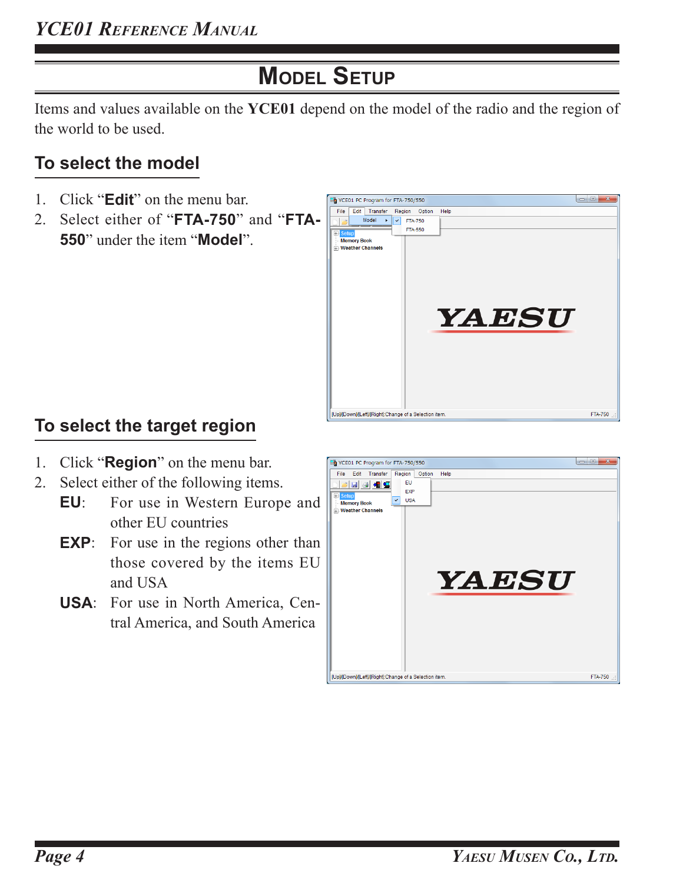# Model Setup

Items and values available on the **YCE01** depend on the model of the radio and the region of the world to be used.

## To select the model

1. Click "**Edit**" on the menu bar.
2. Select either of "**FTA-750**" and "**FTA-550**" under the item "**Model**".

## To select the target region

1. Click "**Region**" on the menu bar.
2. Select either of the following items.

   **EU**: For use in Western Europe and other EU countries

   **EXP**: For use in the regions other than those covered by the items EU and USA

   **USA**: For use in North America, Central America, and South America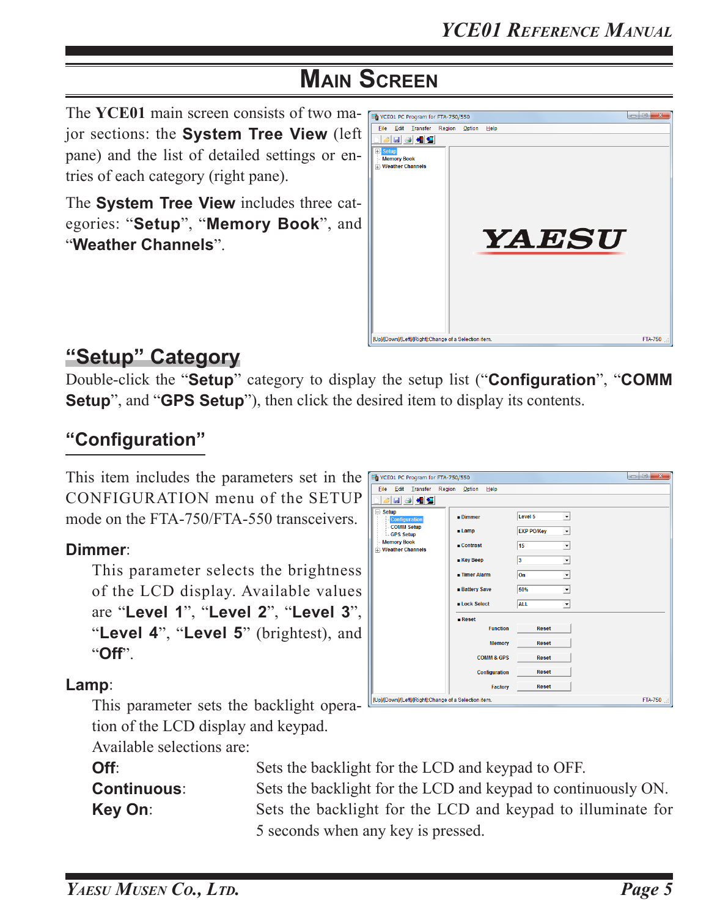# Main Screen

The **YCE01** main screen consists of two major sections: the **System Tree View** (left pane) and the list of detailed settings or entries of each category (right pane).

The **System Tree View** includes three categories: "**Setup**", "**Memory Book**", and "**Weather Channels**".

## "Setup" Category

Double-click the "**Setup**" category to display the setup list ("**Configuration**", "**COMM Setup**", and "**GPS Setup**"), then click the desired item to display its contents.

### "Configuration"

This item includes the parameters set in the CONFIGURATION menu of the SETUP mode on the FTA-750/FTA-550 transceivers.

**Dimmer**:

This parameter selects the brightness of the LCD display. Available values are "**Level 1**", "**Level 2**", "**Level 3**", "**Level 4**", "**Level 5**" (brightest), and "**Off**".

**Lamp**:

This parameter sets the backlight operation of the LCD display and keypad.

Available selections are:

**Off**: Sets the backlight for the LCD and keypad to OFF.

**Continuous**: Sets the backlight for the LCD and keypad to continuously ON.

**Key On**: Sets the backlight for the LCD and keypad to illuminate for 5 seconds when any key is pressed.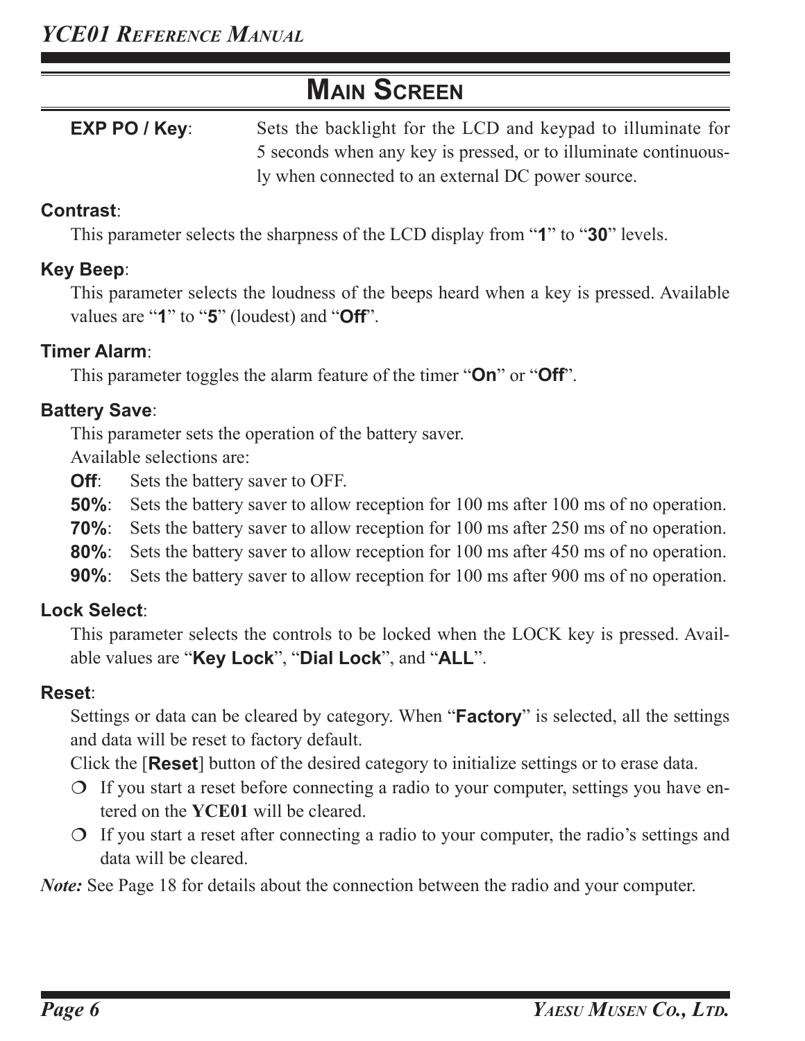# Main Screen

**EXP PO / Key**: Sets the backlight for the LCD and keypad to illuminate for 5 seconds when any key is pressed, or to illuminate continuously when connected to an external DC power source.

**Contrast**:

This parameter selects the sharpness of the LCD display from "**1**" to "**30**" levels.

**Key Beep**:

This parameter selects the loudness of the beeps heard when a key is pressed. Available values are "**1**" to "**5**" (loudest) and "**Off**".

**Timer Alarm**:

This parameter toggles the alarm feature of the timer "**On**" or "**Off**".

**Battery Save**:

This parameter sets the operation of the battery saver.

Available selections are:

**Off**: Sets the battery saver to OFF.

**50%**: Sets the battery saver to allow reception for 100 ms after 100 ms of no operation.

**70%**: Sets the battery saver to allow reception for 100 ms after 250 ms of no operation.

**80%**: Sets the battery saver to allow reception for 100 ms after 450 ms of no operation.

**90%**: Sets the battery saver to allow reception for 100 ms after 900 ms of no operation.

**Lock Select**:

This parameter selects the controls to be locked when the LOCK key is pressed. Available values are "**Key Lock**", "**Dial Lock**", and "**ALL**".

**Reset**:

Settings or data can be cleared by category. When "**Factory**" is selected, all the settings and data will be reset to factory default.

Click the [**Reset**] button of the desired category to initialize settings or to erase data.

- If you start a reset before connecting a radio to your computer, settings you have entered on the **YCE01** will be cleared.
- If you start a reset after connecting a radio to your computer, the radio's settings and data will be cleared.

***Note:*** See Page 18 for details about the connection between the radio and your computer.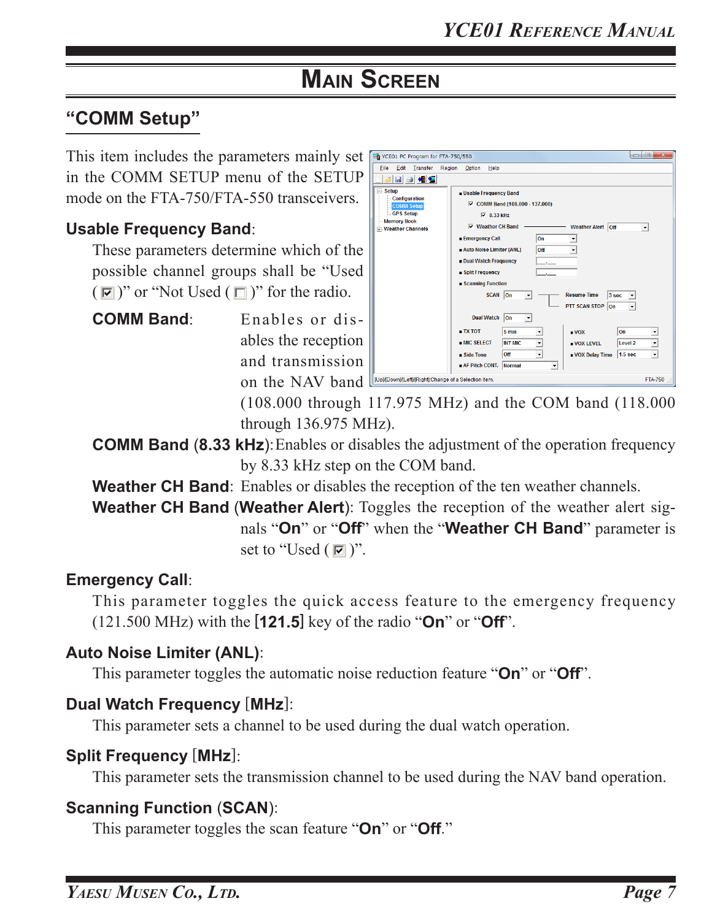# MAIN SCREEN

## "COMM Setup"

This item includes the parameters mainly set in the COMM SETUP menu of the SETUP mode on the FTA-750/FTA-550 transceivers.

### Usable Frequency Band:

These parameters determine which of the possible channel groups shall be "Used ( ☑ )" or "Not Used ( ☐ )" for the radio.

**COMM Band**: Enables or disables the reception and transmission on the NAV band (108.000 through 117.975 MHz) and the COM band (118.000 through 136.975 MHz).

**COMM Band (8.33 kHz)**: Enables or disables the adjustment of the operation frequency by 8.33 kHz step on the COM band.

**Weather CH Band**: Enables or disables the reception of the ten weather channels.

**Weather CH Band (Weather Alert)**: Toggles the reception of the weather alert signals "**On**" or "**Off**" when the "**Weather CH Band**" parameter is set to "Used ( ☑ )".

### Emergency Call:

This parameter toggles the quick access feature to the emergency frequency (121.500 MHz) with the **[121.5]** key of the radio "**On**" or "**Off**".

### Auto Noise Limiter (ANL):

This parameter toggles the automatic noise reduction feature "**On**" or "**Off**".

### Dual Watch Frequency [MHz]:

This parameter sets a channel to be used during the dual watch operation.

### Split Frequency [MHz]:

This parameter sets the transmission channel to be used during the NAV band operation.

### Scanning Function (SCAN):

This parameter toggles the scan feature "**On**" or "**Off**."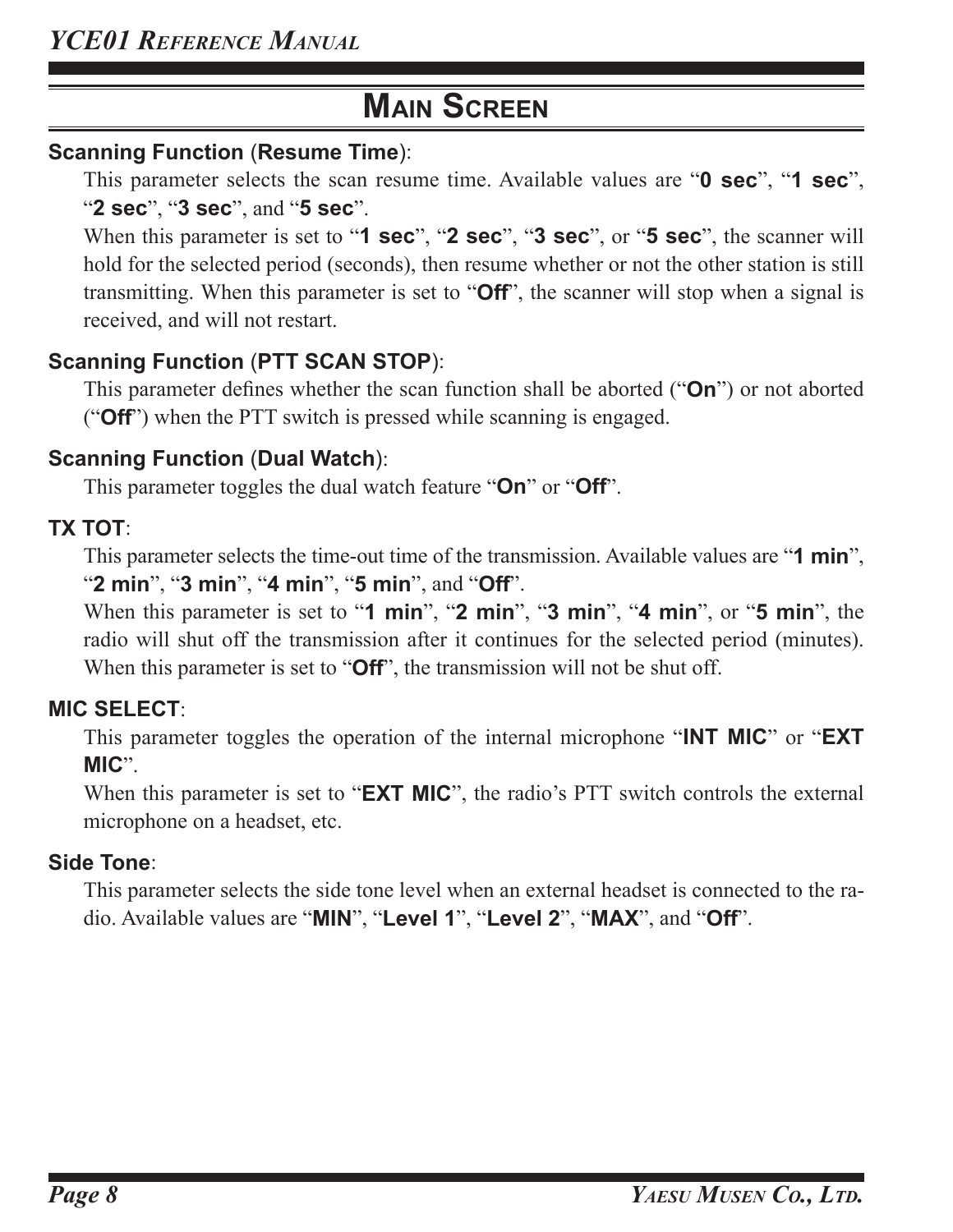# Main Screen

**Scanning Function (Resume Time)**:

This parameter selects the scan resume time. Available values are "**0 sec**", "**1 sec**", "**2 sec**", "**3 sec**", and "**5 sec**".

When this parameter is set to "**1 sec**", "**2 sec**", "**3 sec**", or "**5 sec**", the scanner will hold for the selected period (seconds), then resume whether or not the other station is still transmitting. When this parameter is set to "**Off**", the scanner will stop when a signal is received, and will not restart.

**Scanning Function (PTT SCAN STOP)**:

This parameter defines whether the scan function shall be aborted ("**On**") or not aborted ("**Off**") when the PTT switch is pressed while scanning is engaged.

**Scanning Function (Dual Watch)**:

This parameter toggles the dual watch feature "**On**" or "**Off**".

**TX TOT**:

This parameter selects the time-out time of the transmission. Available values are "**1 min**", "**2 min**", "**3 min**", "**4 min**", "**5 min**", and "**Off**".

When this parameter is set to "**1 min**", "**2 min**", "**3 min**", "**4 min**", or "**5 min**", the radio will shut off the transmission after it continues for the selected period (minutes). When this parameter is set to "**Off**", the transmission will not be shut off.

**MIC SELECT**:

This parameter toggles the operation of the internal microphone "**INT MIC**" or "**EXT MIC**".

When this parameter is set to "**EXT MIC**", the radio's PTT switch controls the external microphone on a headset, etc.

**Side Tone**:

This parameter selects the side tone level when an external headset is connected to the radio. Available values are "**MIN**", "**Level 1**", "**Level 2**", "**MAX**", and "**Off**".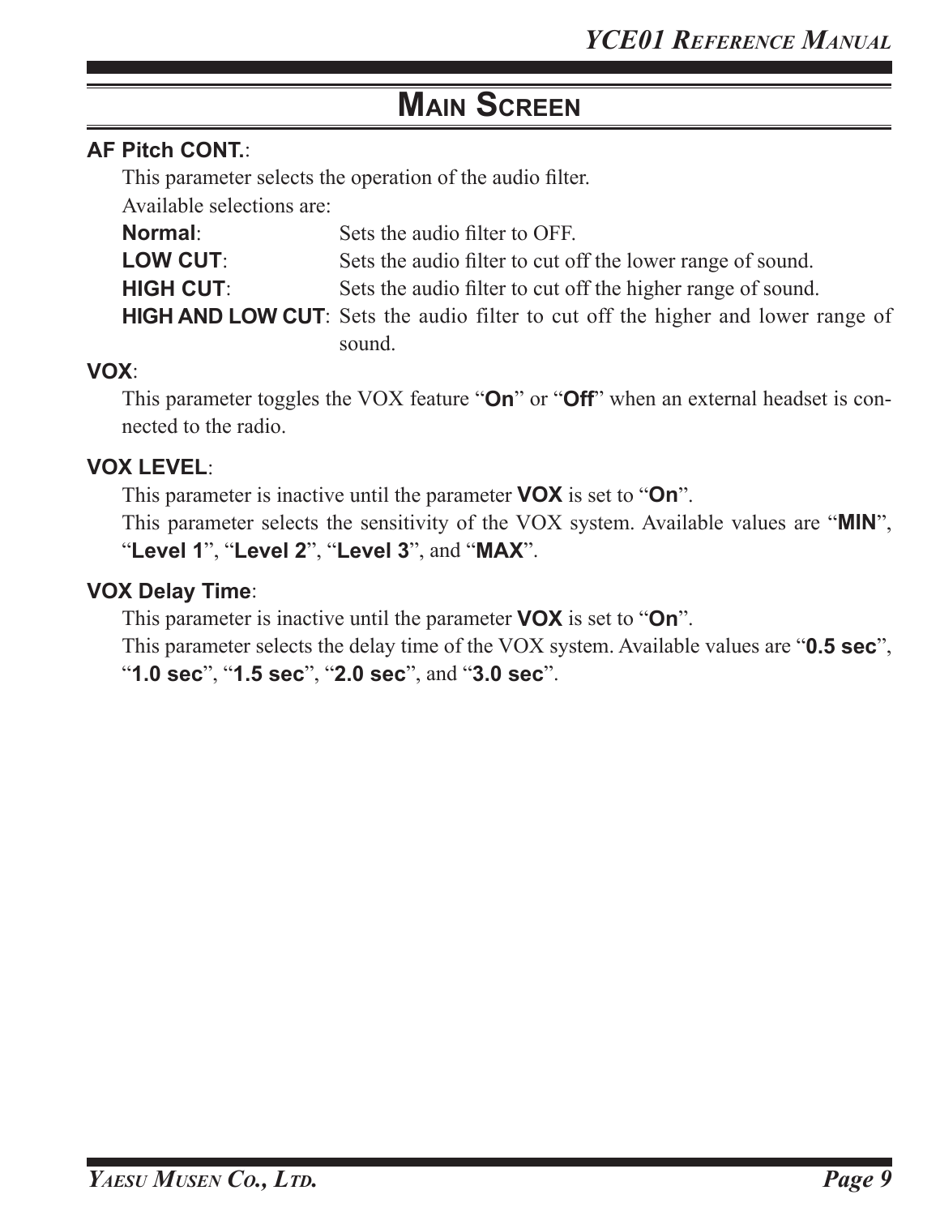# MAIN SCREEN

**AF Pitch CONT.**:

This parameter selects the operation of the audio filter.

Available selections are:

**Normal**: Sets the audio filter to OFF.

**LOW CUT**: Sets the audio filter to cut off the lower range of sound.

**HIGH CUT**: Sets the audio filter to cut off the higher range of sound.

**HIGH AND LOW CUT**: Sets the audio filter to cut off the higher and lower range of sound.

**VOX**:

This parameter toggles the VOX feature "**On**" or "**Off**" when an external headset is connected to the radio.

**VOX LEVEL**:

This parameter is inactive until the parameter **VOX** is set to "**On**".

This parameter selects the sensitivity of the VOX system. Available values are "**MIN**", "**Level 1**", "**Level 2**", "**Level 3**", and "**MAX**".

**VOX Delay Time**:

This parameter is inactive until the parameter **VOX** is set to "**On**".

This parameter selects the delay time of the VOX system. Available values are "**0.5 sec**", "**1.0 sec**", "**1.5 sec**", "**2.0 sec**", and "**3.0 sec**".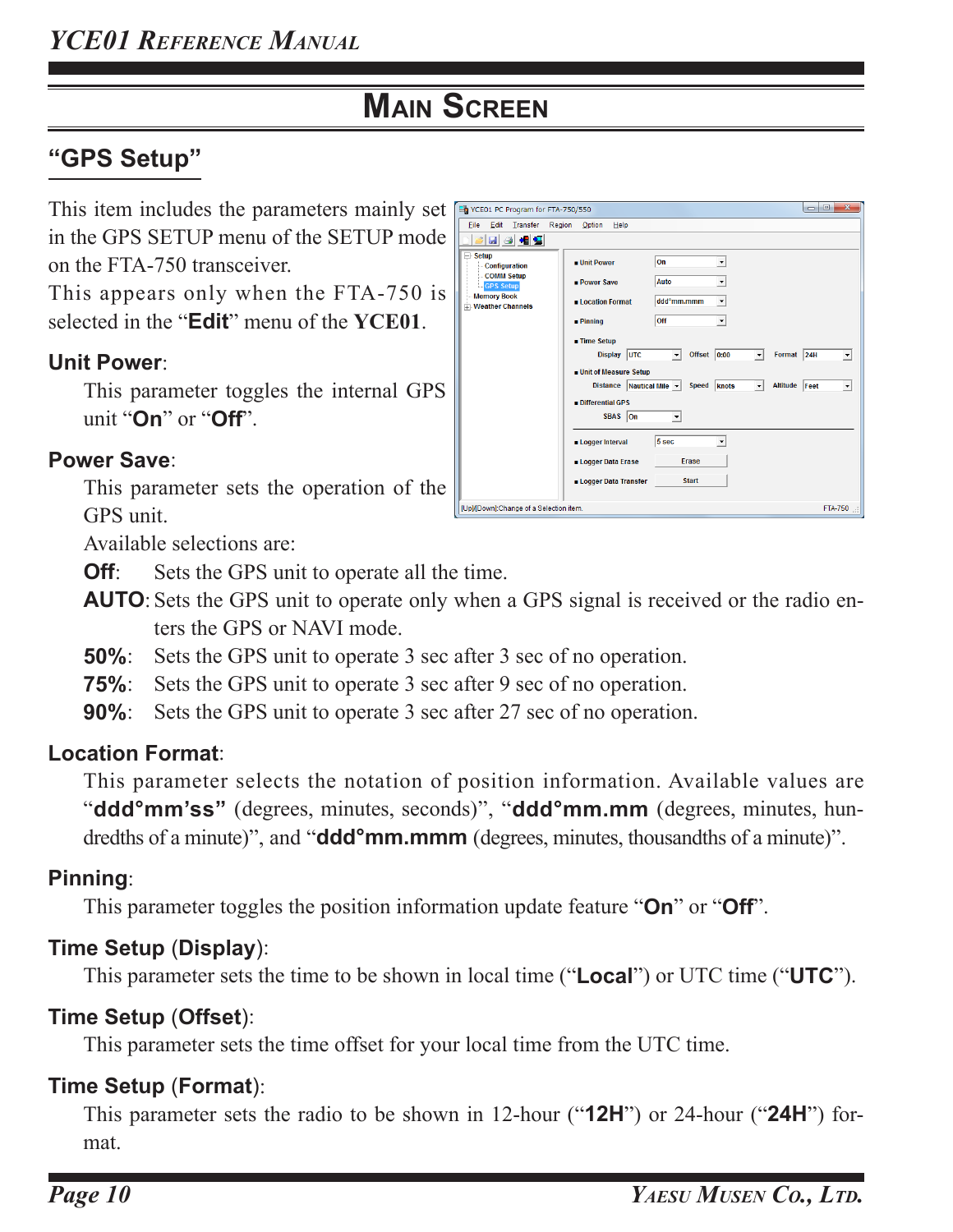# MAIN SCREEN

## "GPS Setup"

This item includes the parameters mainly set in the GPS SETUP menu of the SETUP mode on the FTA-750 transceiver.
This appears only when the FTA-750 is selected in the "**Edit**" menu of the **YCE01**.

### Unit Power:

This parameter toggles the internal GPS unit "**On**" or "**Off**".

### Power Save:

This parameter sets the operation of the GPS unit.
Available selections are:

**Off**: Sets the GPS unit to operate all the time.
**AUTO**: Sets the GPS unit to operate only when a GPS signal is received or the radio enters the GPS or NAVI mode.
**50%**: Sets the GPS unit to operate 3 sec after 3 sec of no operation.
**75%**: Sets the GPS unit to operate 3 sec after 9 sec of no operation.
**90%**: Sets the GPS unit to operate 3 sec after 27 sec of no operation.

### Location Format:

This parameter selects the notation of position information. Available values are "**ddd°mm'ss"** (degrees, minutes, seconds)", "**ddd°mm.mm** (degrees, minutes, hundredths of a minute)", and "**ddd°mm.mmm** (degrees, minutes, thousandths of a minute)".

### Pinning:

This parameter toggles the position information update feature "**On**" or "**Off**".

### Time Setup (Display):

This parameter sets the time to be shown in local time ("**Local**") or UTC time ("**UTC**").

### Time Setup (Offset):

This parameter sets the time offset for your local time from the UTC time.

### Time Setup (Format):

This parameter sets the radio to be shown in 12-hour ("**12H**") or 24-hour ("**24H**") format.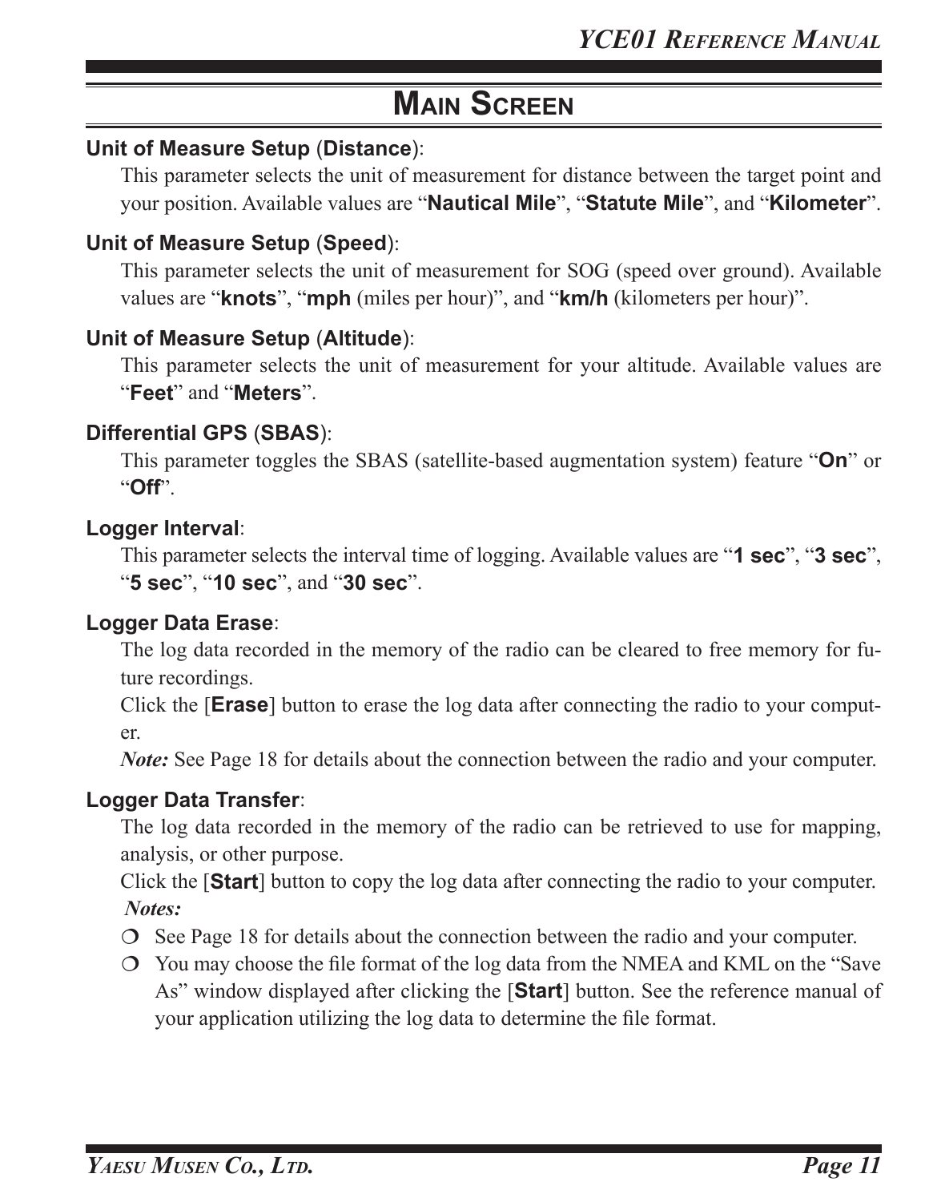# Main Screen

**Unit of Measure Setup (Distance)**:

This parameter selects the unit of measurement for distance between the target point and your position. Available values are "**Nautical Mile**", "**Statute Mile**", and "**Kilometer**".

**Unit of Measure Setup (Speed)**:

This parameter selects the unit of measurement for SOG (speed over ground). Available values are "**knots**", "**mph** (miles per hour)", and "**km/h** (kilometers per hour)".

**Unit of Measure Setup (Altitude)**:

This parameter selects the unit of measurement for your altitude. Available values are "**Feet**" and "**Meters**".

**Differential GPS (SBAS)**:

This parameter toggles the SBAS (satellite-based augmentation system) feature "**On**" or "**Off**".

**Logger Interval**:

This parameter selects the interval time of logging. Available values are "**1 sec**", "**3 sec**", "**5 sec**", "**10 sec**", and "**30 sec**".

**Logger Data Erase**:

The log data recorded in the memory of the radio can be cleared to free memory for future recordings.

Click the [**Erase**] button to erase the log data after connecting the radio to your computer.

***Note:*** See Page 18 for details about the connection between the radio and your computer.

**Logger Data Transfer**:

The log data recorded in the memory of the radio can be retrieved to use for mapping, analysis, or other purpose.

Click the [**Start**] button to copy the log data after connecting the radio to your computer.

***Notes:***

- See Page 18 for details about the connection between the radio and your computer.
- You may choose the file format of the log data from the NMEA and KML on the "Save As" window displayed after clicking the [**Start**] button. See the reference manual of your application utilizing the log data to determine the file format.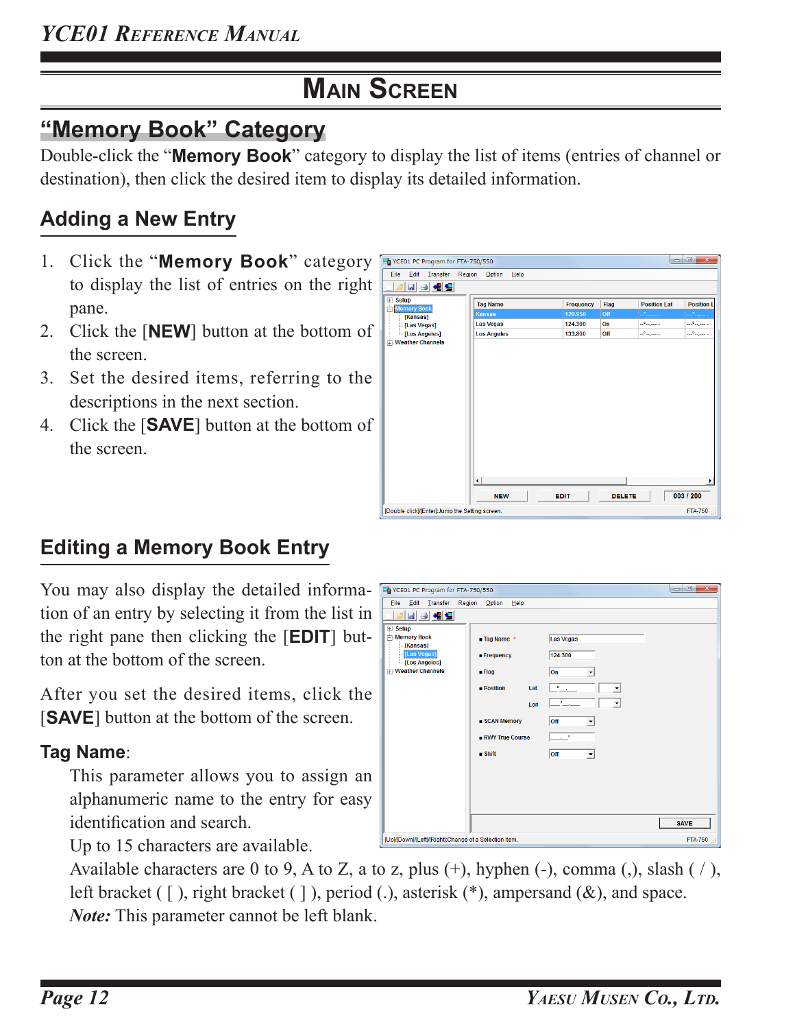# Main Screen

## “Memory Book” Category

Double-click the “**Memory Book**” category to display the list of items (entries of channel or destination), then click the desired item to display its detailed information.

### Adding a New Entry

1. Click the “**Memory Book**” category to display the list of entries on the right pane.
2. Click the [**NEW**] button at the bottom of the screen.
3. Set the desired items, referring to the descriptions in the next section.
4. Click the [**SAVE**] button at the bottom of the screen.

### Editing a Memory Book Entry

You may also display the detailed information of an entry by selecting it from the list in the right pane then clicking the [**EDIT**] button at the bottom of the screen.

After you set the desired items, click the [**SAVE**] button at the bottom of the screen.

**Tag Name**:

This parameter allows you to assign an alphanumeric name to the entry for easy identification and search.

Up to 15 characters are available.

Available characters are 0 to 9, A to Z, a to z, plus (+), hyphen (-), comma (,), slash ( / ), left bracket ( [ ), right bracket ( ] ), period (.), asterisk (*), ampersand (&), and space.

***Note:*** This parameter cannot be left blank.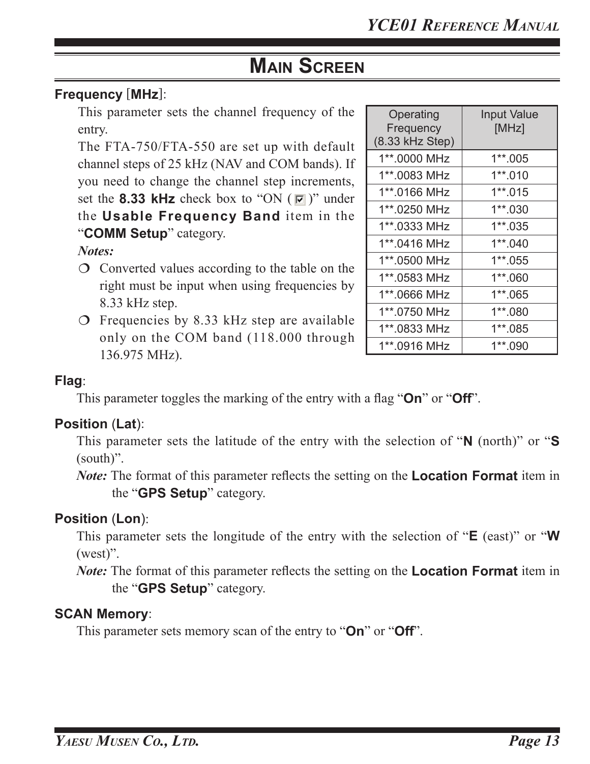# MAIN SCREEN

**Frequency [MHz]**:

This parameter sets the channel frequency of the entry.

The FTA-750/FTA-550 are set up with default channel steps of 25 kHz (NAV and COM bands). If you need to change the channel step increments, set the **8.33 kHz** check box to "ON ( ☑ )" under the **Usable Frequency Band** item in the "**COMM Setup**" category.

***Notes:***

- Converted values according to the table on the right must be input when using frequencies by 8.33 kHz step.
- Frequencies by 8.33 kHz step are available only on the COM band (118.000 through 136.975 MHz).

| Operating Frequency (8.33 kHz Step) | Input Value [MHz] |
|---|---|
| 1**.0000 MHz | 1**.005 |
| 1**.0083 MHz | 1**.010 |
| 1**.0166 MHz | 1**.015 |
| 1**.0250 MHz | 1**.030 |
| 1**.0333 MHz | 1**.035 |
| 1**.0416 MHz | 1**.040 |
| 1**.0500 MHz | 1**.055 |
| 1**.0583 MHz | 1**.060 |
| 1**.0666 MHz | 1**.065 |
| 1**.0750 MHz | 1**.080 |
| 1**.0833 MHz | 1**.085 |
| 1**.0916 MHz | 1**.090 |

**Flag**:

This parameter toggles the marking of the entry with a flag "**On**" or "**Off**".

**Position (Lat)**:

This parameter sets the latitude of the entry with the selection of "**N** (north)" or "**S** (south)".

***Note:*** The format of this parameter reflects the setting on the **Location Format** item in the "**GPS Setup**" category.

**Position (Lon)**:

This parameter sets the longitude of the entry with the selection of "**E** (east)" or "**W** (west)".

***Note:*** The format of this parameter reflects the setting on the **Location Format** item in the "**GPS Setup**" category.

**SCAN Memory**:

This parameter sets memory scan of the entry to "**On**" or "**Off**".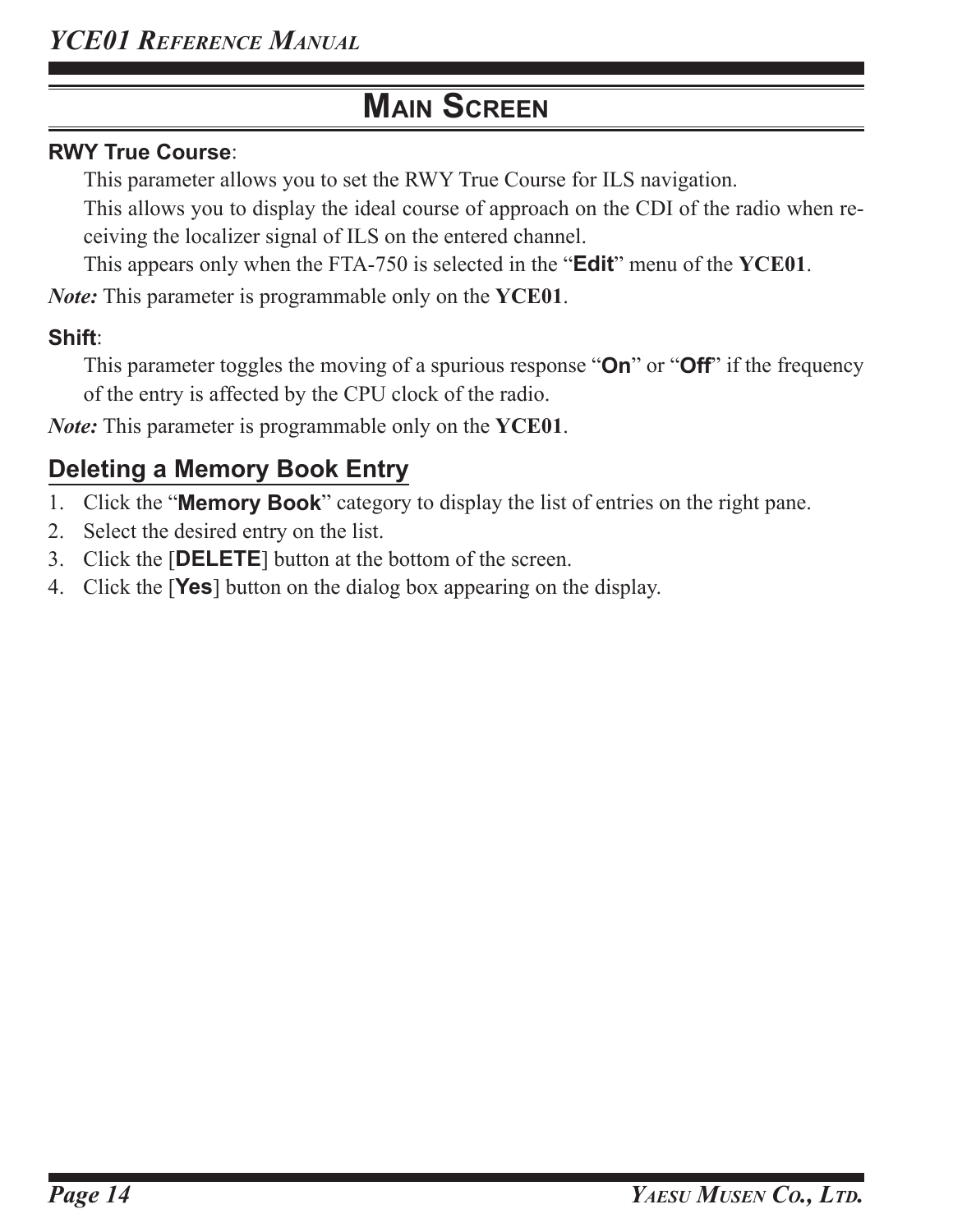# Main Screen

**RWY True Course**:

This parameter allows you to set the RWY True Course for ILS navigation.

This allows you to display the ideal course of approach on the CDI of the radio when receiving the localizer signal of ILS on the entered channel.

This appears only when the FTA-750 is selected in the "**Edit**" menu of the **YCE01**.

***Note:*** This parameter is programmable only on the **YCE01**.

**Shift**:

This parameter toggles the moving of a spurious response "**On**" or "**Off**" if the frequency of the entry is affected by the CPU clock of the radio.

***Note:*** This parameter is programmable only on the **YCE01**.

## Deleting a Memory Book Entry

1. Click the "**Memory Book**" category to display the list of entries on the right pane.
2. Select the desired entry on the list.
3. Click the [**DELETE**] button at the bottom of the screen.
4. Click the [**Yes**] button on the dialog box appearing on the display.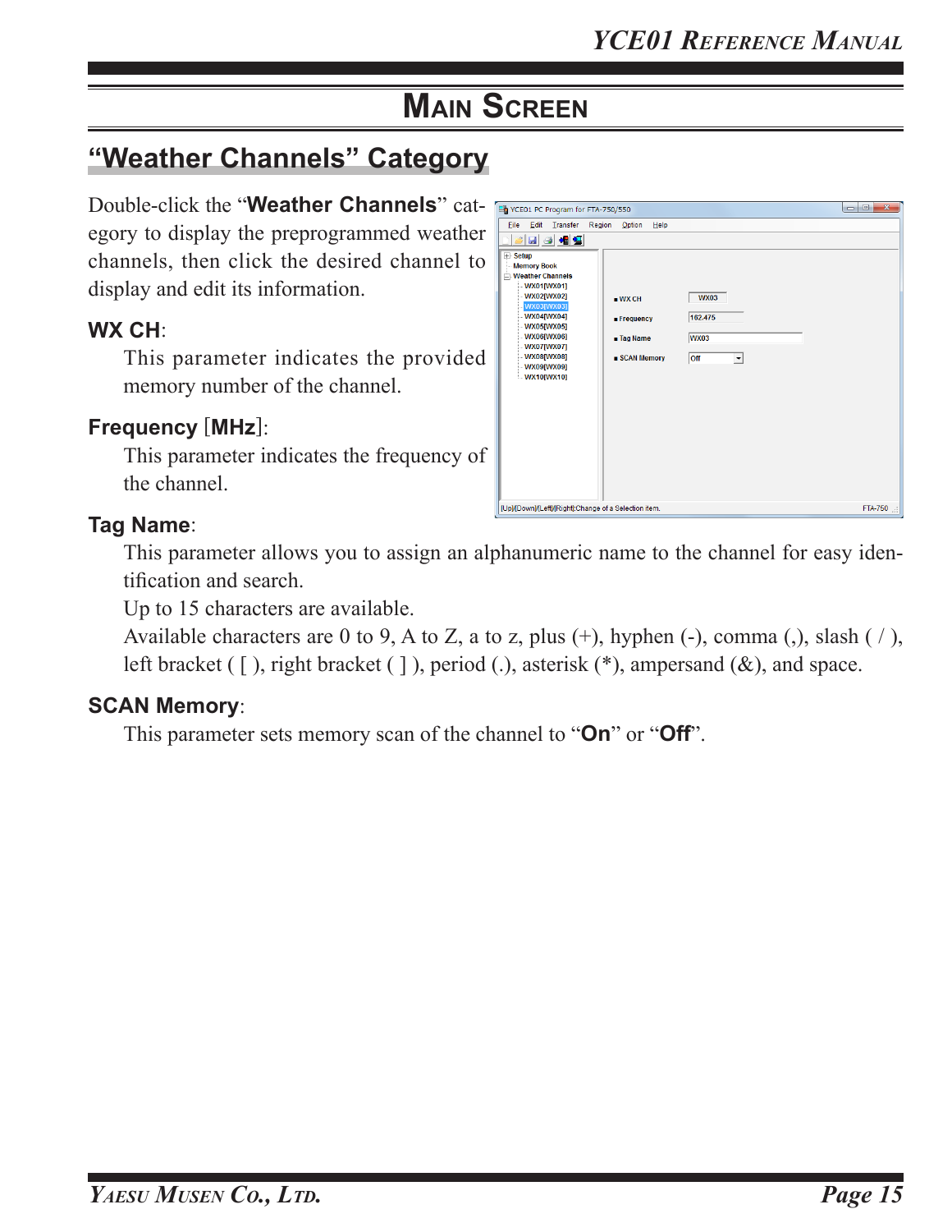# Main Screen

## "Weather Channels" Category

Double-click the "**Weather Channels**" category to display the preprogrammed weather channels, then click the desired channel to display and edit its information.

**WX CH**:

This parameter indicates the provided memory number of the channel.

**Frequency** [**MHz**]:

This parameter indicates the frequency of the channel.

**Tag Name**:

This parameter allows you to assign an alphanumeric name to the channel for easy identification and search.

Up to 15 characters are available.

Available characters are 0 to 9, A to Z, a to z, plus (+), hyphen (-), comma (,), slash ( / ), left bracket ( [ ), right bracket ( ] ), period (.), asterisk (*), ampersand (&), and space.

**SCAN Memory**:

This parameter sets memory scan of the channel to "**On**" or "**Off**".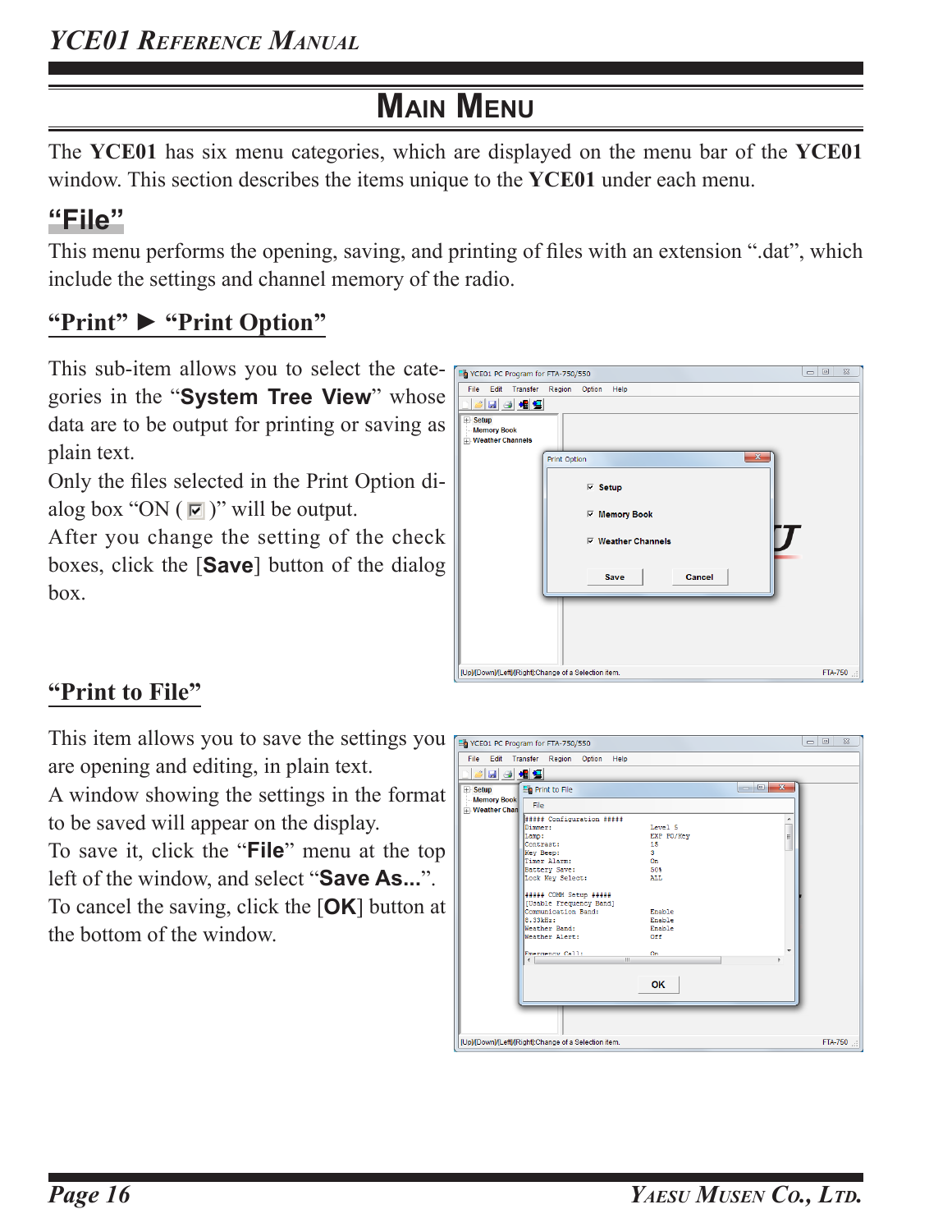# Main Menu

The **YCE01** has six menu categories, which are displayed on the menu bar of the **YCE01** window. This section describes the items unique to the **YCE01** under each menu.

## "File"

This menu performs the opening, saving, and printing of files with an extension ".dat", which include the settings and channel memory of the radio.

### "Print" ► "Print Option"

This sub-item allows you to select the categories in the "**System Tree View**" whose data are to be output for printing or saving as plain text.

Only the files selected in the Print Option dialog box "ON ( ☑ )" will be output.

After you change the setting of the check boxes, click the [**Save**] button of the dialog box.

### "Print to File"

This item allows you to save the settings you are opening and editing, in plain text.

A window showing the settings in the format to be saved will appear on the display.

To save it, click the "**File**" menu at the top left of the window, and select "**Save As...**".

To cancel the saving, click the [**OK**] button at the bottom of the window.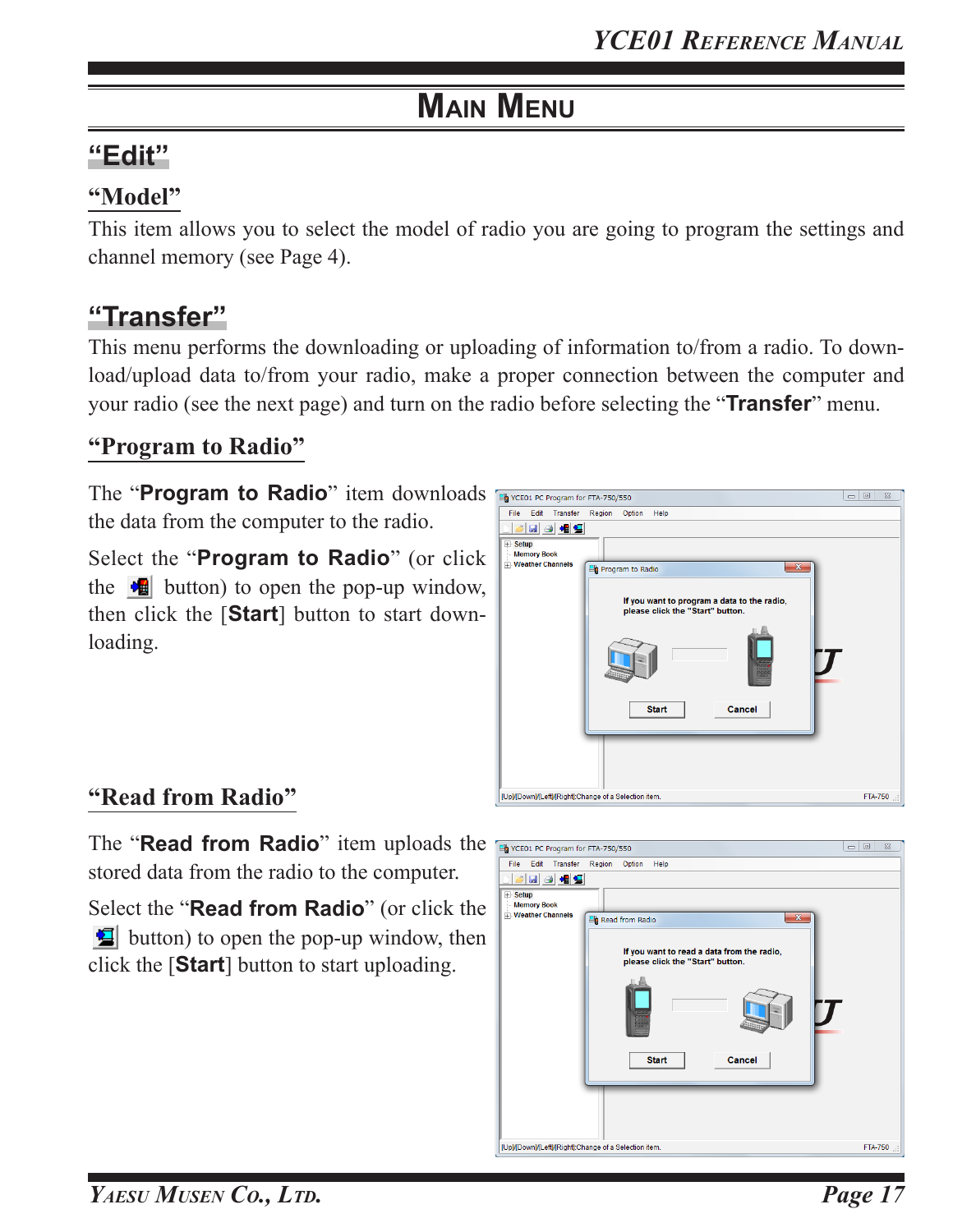# Main Menu

## "Edit"

### "Model"

This item allows you to select the model of radio you are going to program the settings and channel memory (see Page 4).

## "Transfer"

This menu performs the downloading or uploading of information to/from a radio. To download/upload data to/from your radio, make a proper connection between the computer and your radio (see the next page) and turn on the radio before selecting the "**Transfer**" menu.

### "Program to Radio"

The "**Program to Radio**" item downloads the data from the computer to the radio.

Select the "**Program to Radio**" (or click the button) to open the pop-up window, then click the [**Start**] button to start downloading.

### "Read from Radio"

The "**Read from Radio**" item uploads the stored data from the radio to the computer.

Select the "**Read from Radio**" (or click the button) to open the pop-up window, then click the [**Start**] button to start uploading.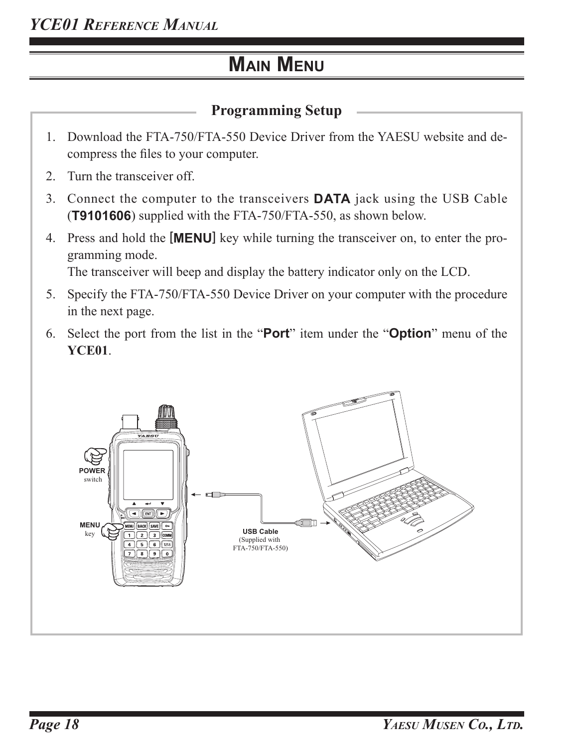# MAIN MENU

## Programming Setup

1. Download the FTA-750/FTA-550 Device Driver from the YAESU website and de-compress the files to your computer.
2. Turn the transceiver off.
3. Connect the computer to the transceivers **DATA** jack using the USB Cable (**T9101606**) supplied with the FTA-750/FTA-550, as shown below.
4. Press and hold the **[MENU]** key while turning the transceiver on, to enter the programming mode.
   The transceiver will beep and display the battery indicator only on the LCD.
5. Specify the FTA-750/FTA-550 Device Driver on your computer with the procedure in the next page.
6. Select the port from the list in the "**Port**" item under the "**Option**" menu of the **YCE01**.

**POWER** switch

**MENU** key

**USB Cable** (Supplied with FTA-750/FTA-550)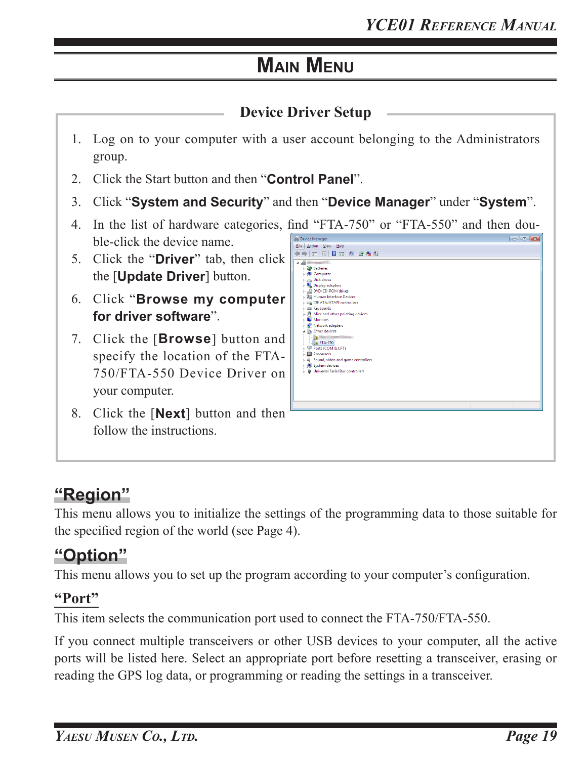# Main Menu

**Device Driver Setup**

1. Log on to your computer with a user account belonging to the Administrators group.
2. Click the Start button and then "**Control Panel**".
3. Click "**System and Security**" and then "**Device Manager**" under "**System**".
4. In the list of hardware categories, find "FTA-750" or "FTA-550" and then double-click the device name.
5. Click the "**Driver**" tab, then click the [**Update Driver**] button.
6. Click "**Browse my computer for driver software**".
7. Click the [**Browse**] button and specify the location of the FTA-750/FTA-550 Device Driver on your computer.
8. Click the [**Next**] button and then follow the instructions.

## "Region"

This menu allows you to initialize the settings of the programming data to those suitable for the specified region of the world (see Page 4).

## "Option"

This menu allows you to set up the program according to your computer's configuration.

### "Port"

This item selects the communication port used to connect the FTA-750/FTA-550.

If you connect multiple transceivers or other USB devices to your computer, all the active ports will be listed here. Select an appropriate port before resetting a transceiver, erasing or reading the GPS log data, or programming or reading the settings in a transceiver.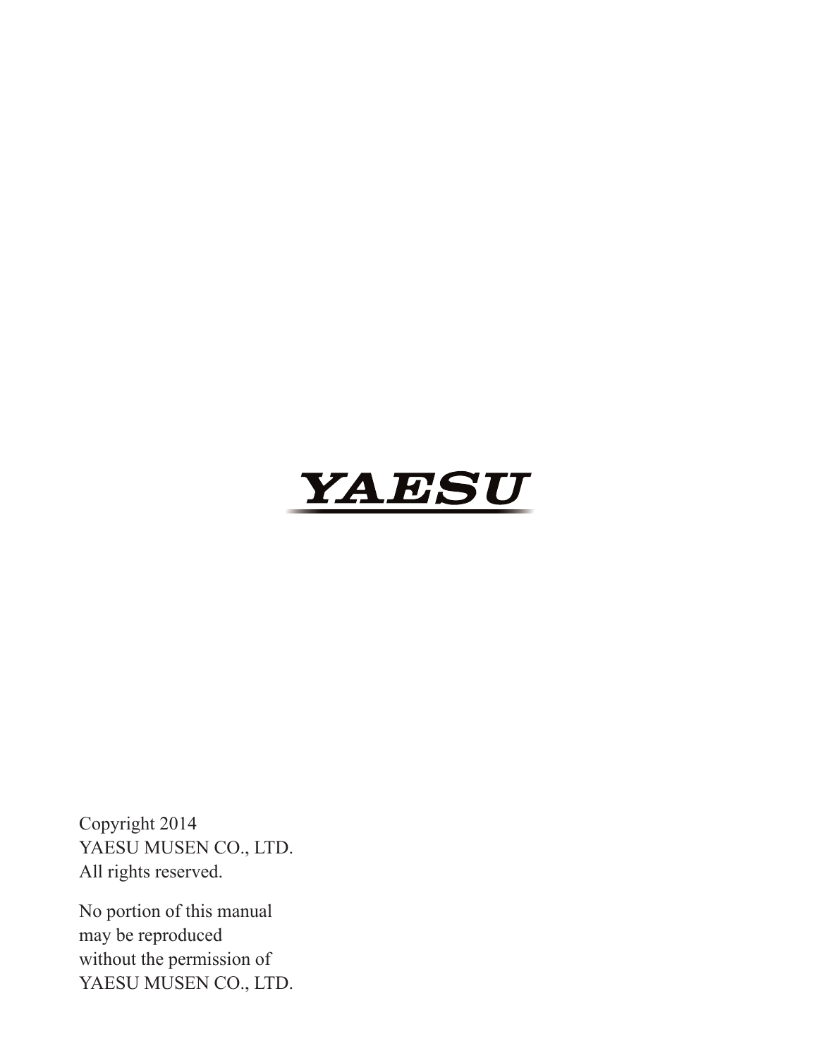YAESU

Copyright 2014
YAESU MUSEN CO., LTD.
All rights reserved.

No portion of this manual
may be reproduced
without the permission of
YAESU MUSEN CO., LTD.